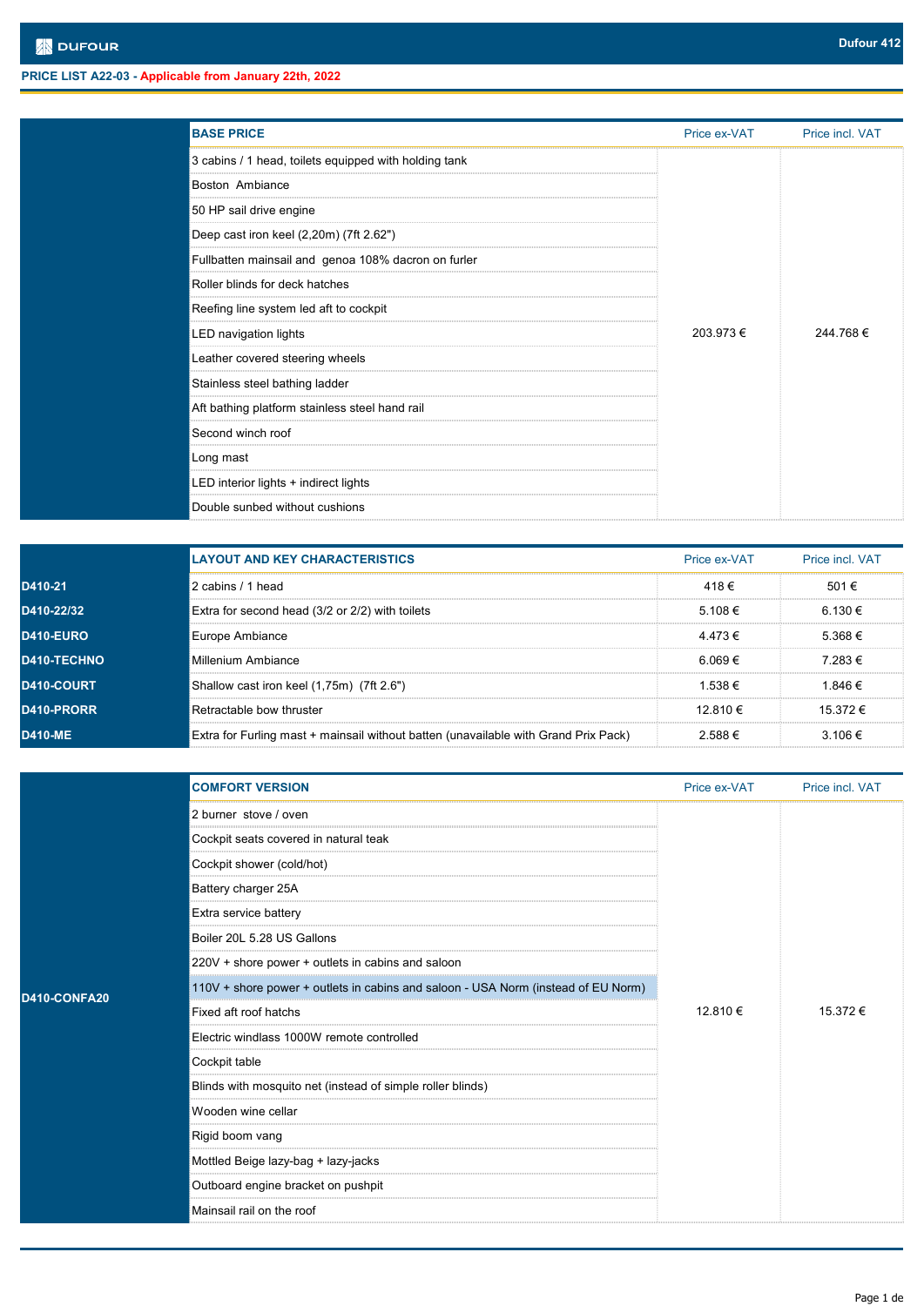**DUFOUR** — Dufour 412

**PRICE LIST A22-03 - Applicable from January 22th, 2022**

| | BASE PRICE | Price ex-VAT | Price incl. VAT |
|---|---|---|---|
| | 3 cabins / 1 head, toilets equipped with holding tank | 203.973 € | 244.768 € |
| | Boston Ambiance | | |
| | 50 HP sail drive engine | | |
| | Deep cast iron keel (2,20m) (7ft 2.62") | | |
| | Fullbatten mainsail and genoa 108% dacron on furler | | |
| | Roller blinds for deck hatches | | |
| | Reefing line system led aft to cockpit | | |
| | LED navigation lights | | |
| | Leather covered steering wheels | | |
| | Stainless steel bathing ladder | | |
| | Aft bathing platform stainless steel hand rail | | |
| | Second winch roof | | |
| | Long mast | | |
| | LED interior lights + indirect lights | | |
| | Double sunbed without cushions | | |

| | LAYOUT AND KEY CHARACTERISTICS | Price ex-VAT | Price incl. VAT |
|---|---|---|---|
| D410-21 | 2 cabins / 1 head | 418 € | 501 € |
| D410-22/32 | Extra for second head (3/2 or 2/2) with toilets | 5.108 € | 6.130 € |
| D410-EURO | Europe Ambiance | 4.473 € | 5.368 € |
| D410-TECHNO | Millenium Ambiance | 6.069 € | 7.283 € |
| D410-COURT | Shallow cast iron keel (1,75m) (7ft 2.6") | 1.538 € | 1.846 € |
| D410-PRORR | Retractable bow thruster | 12.810 € | 15.372 € |
| D410-ME | Extra for Furling mast + mainsail without batten (unavailable with Grand Prix Pack) | 2.588 € | 3.106 € |

| | COMFORT VERSION | Price ex-VAT | Price incl. VAT |
|---|---|---|---|
| D410-CONFA20 | 2 burner stove / oven | 12.810 € | 15.372 € |
| | Cockpit seats covered in natural teak | | |
| | Cockpit shower (cold/hot) | | |
| | Battery charger 25A | | |
| | Extra service battery | | |
| | Boiler 20L 5.28 US Gallons | | |
| | 220V + shore power + outlets in cabins and saloon | | |
| | 110V + shore power + outlets in cabins and saloon - USA Norm (instead of EU Norm) | | |
| | Fixed aft roof hatchs | | |
| | Electric windlass 1000W remote controlled | | |
| | Cockpit table | | |
| | Blinds with mosquito net (instead of simple roller blinds) | | |
| | Wooden wine cellar | | |
| | Rigid boom vang | | |
| | Mottled Beige lazy-bag + lazy-jacks | | |
| | Outboard engine bracket on pushpit | | |
| | Mainsail rail on the roof | | |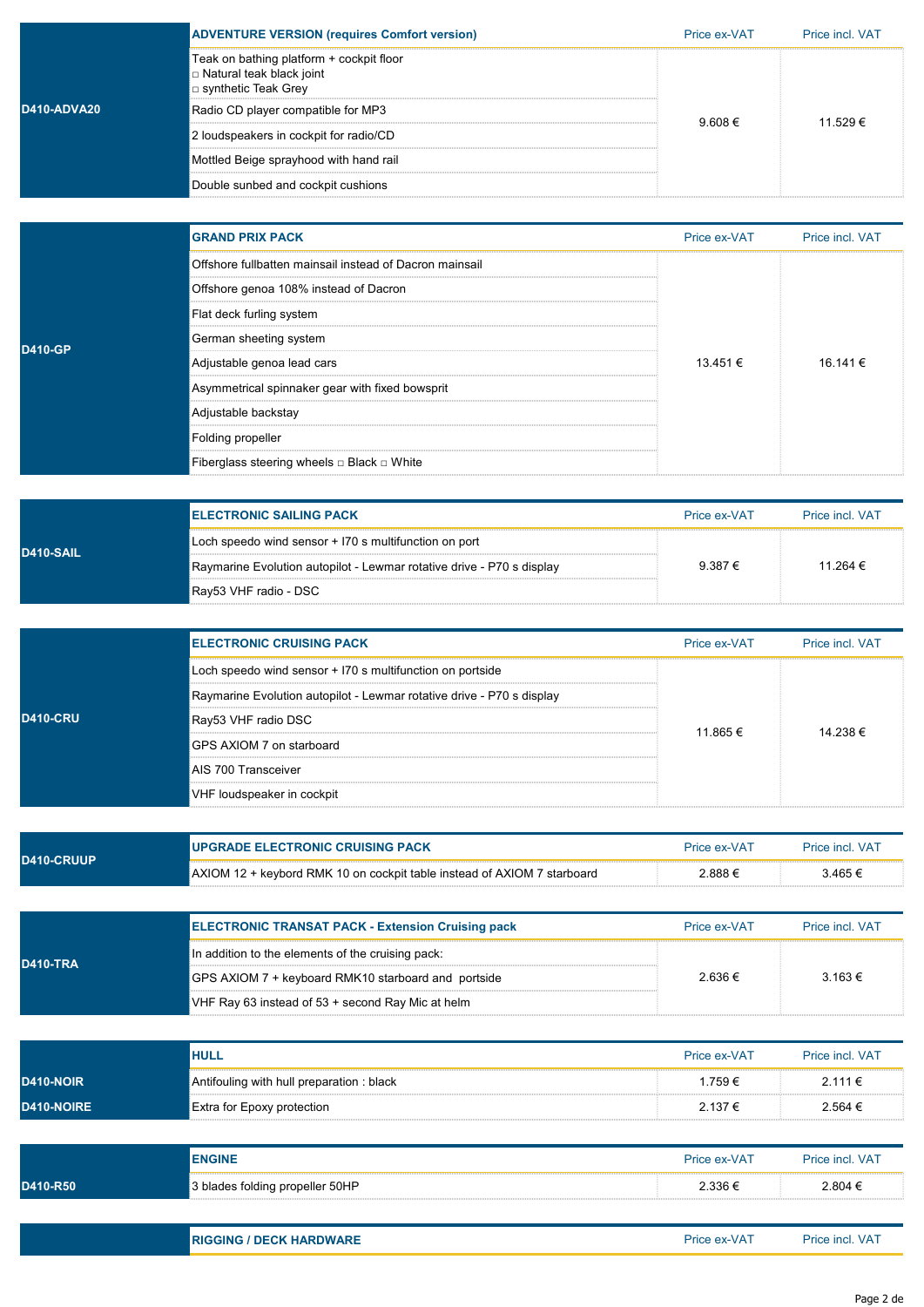| D410-ADVA20 | ADVENTURE VERSION (requires Comfort version) | Price ex-VAT | Price incl. VAT |
|---|---|---|---|
| | Teak on bathing platform + cockpit floor<br>□ Natural teak black joint<br>□ synthetic Teak Grey | 9.608 € | 11.529 € |
| | Radio CD player compatible for MP3 | | |
| | 2 loudspeakers in cockpit for radio/CD | | |
| | Mottled Beige sprayhood with hand rail | | |
| | Double sunbed and cockpit cushions | | |

| D410-GP | GRAND PRIX PACK | Price ex-VAT | Price incl. VAT |
|---|---|---|---|
| | Offshore fullbatten mainsail instead of Dacron mainsail | 13.451 € | 16.141 € |
| | Offshore genoa 108% instead of Dacron | | |
| | Flat deck furling system | | |
| | German sheeting system | | |
| | Adjustable genoa lead cars | | |
| | Asymmetrical spinnaker gear with fixed bowsprit | | |
| | Adjustable backstay | | |
| | Folding propeller | | |
| | Fiberglass steering wheels □ Black □ White | | |

| D410-SAIL | ELECTRONIC SAILING PACK | Price ex-VAT | Price incl. VAT |
|---|---|---|---|
| | Loch speedo wind sensor + I70 s multifunction on port | 9.387 € | 11.264 € |
| | Raymarine Evolution autopilot - Lewmar rotative drive - P70 s display | | |
| | Ray53 VHF radio - DSC | | |

| D410-CRU | ELECTRONIC CRUISING PACK | Price ex-VAT | Price incl. VAT |
|---|---|---|---|
| | Loch speedo wind sensor + I70 s multifunction on portside | 11.865 € | 14.238 € |
| | Raymarine Evolution autopilot - Lewmar rotative drive - P70 s display | | |
| | Ray53 VHF radio DSC | | |
| | GPS AXIOM 7 on starboard | | |
| | AIS 700 Transceiver | | |
| | VHF loudspeaker in cockpit | | |

| D410-CRUUP | UPGRADE ELECTRONIC CRUISING PACK | Price ex-VAT | Price incl. VAT |
|---|---|---|---|
| | AXIOM 12 + keybord RMK 10 on cockpit table instead of AXIOM 7 starboard | 2.888 € | 3.465 € |

| D410-TRA | ELECTRONIC TRANSAT PACK - Extension Cruising pack | Price ex-VAT | Price incl. VAT |
|---|---|---|---|
| | In addition to the elements of the cruising pack: | 2.636 € | 3.163 € |
| | GPS AXIOM 7 + keyboard RMK10 starboard and portside | | |
| | VHF Ray 63 instead of 53 + second Ray Mic at helm | | |

| | HULL | Price ex-VAT | Price incl. VAT |
|---|---|---|---|
| D410-NOIR | Antifouling with hull preparation : black | 1.759 € | 2.111 € |
| D410-NOIRE | Extra for Epoxy protection | 2.137 € | 2.564 € |

| | ENGINE | Price ex-VAT | Price incl. VAT |
|---|---|---|---|
| D410-R50 | 3 blades folding propeller 50HP | 2.336 € | 2.804 € |

| | RIGGING / DECK HARDWARE | Price ex-VAT | Price incl. VAT |
|---|---|---|---|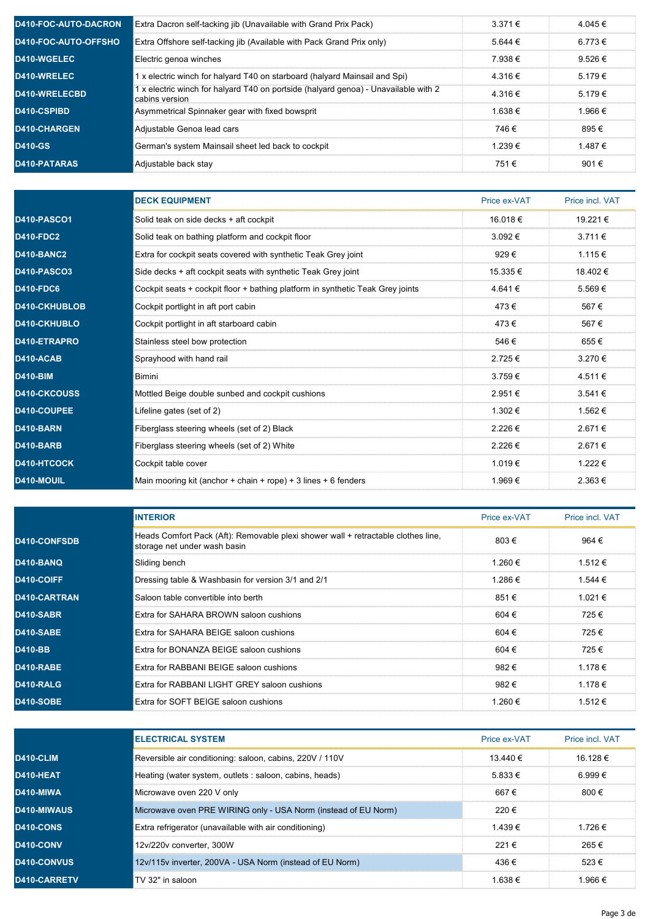| | | | |
|---|---|---|---|
| D410-FOC-AUTO-DACRON | Extra Dacron self-tacking jib (Unavailable with Grand Prix Pack) | 3.371 € | 4.045 € |
| D410-FOC-AUTO-OFFSHO | Extra Offshore self-tacking jib (Available with Pack Grand Prix only) | 5.644 € | 6.773 € |
| D410-WGELEC | Electric genoa winches | 7.938 € | 9.526 € |
| D410-WRELEC | 1 x electric winch for halyard T40 on starboard (halyard Mainsail and Spi) | 4.316 € | 5.179 € |
| D410-WRELECBD | 1 x electric winch for halyard T40 on portside (halyard genoa) - Unavailable with 2 cabins version | 4.316 € | 5.179 € |
| D410-CSPIBD | Asymmetrical Spinnaker gear with fixed bowsprit | 1.638 € | 1.966 € |
| D410-CHARGEN | Adjustable Genoa lead cars | 746 € | 895 € |
| D410-GS | German's system Mainsail sheet led back to cockpit | 1.239 € | 1.487 € |
| D410-PATARAS | Adjustable back stay | 751 € | 901 € |

| | DECK EQUIPMENT | Price ex-VAT | Price incl. VAT |
|---|---|---|---|
| D410-PASCO1 | Solid teak on side decks + aft cockpit | 16.018 € | 19.221 € |
| D410-FDC2 | Solid teak on bathing platform and cockpit floor | 3.092 € | 3.711 € |
| D410-BANC2 | Extra for cockpit seats covered with synthetic Teak Grey joint | 929 € | 1.115 € |
| D410-PASCO3 | Side decks + aft cockpit seats with synthetic Teak Grey joint | 15.335 € | 18.402 € |
| D410-FDC6 | Cockpit seats + cockpit floor + bathing platform in synthetic Teak Grey joints | 4.641 € | 5.569 € |
| D410-CKHUBLOB | Cockpit portlight in aft port cabin | 473 € | 567 € |
| D410-CKHUBLO | Cockpit portlight in aft starboard cabin | 473 € | 567 € |
| D410-ETRAPRO | Stainless steel bow protection | 546 € | 655 € |
| D410-ACAB | Sprayhood with hand rail | 2.725 € | 3.270 € |
| D410-BIM | Bimini | 3.759 € | 4.511 € |
| D410-CKCOUSS | Mottled Beige double sunbed and cockpit cushions | 2.951 € | 3.541 € |
| D410-COUPEE | Lifeline gates (set of 2) | 1.302 € | 1.562 € |
| D410-BARN | Fiberglass steering wheels (set of 2) Black | 2.226 € | 2.671 € |
| D410-BARB | Fiberglass steering wheels (set of 2) White | 2.226 € | 2.671 € |
| D410-HTCOCK | Cockpit table cover | 1.019 € | 1.222 € |
| D410-MOUIL | Main mooring kit (anchor + chain + rope) + 3 lines + 6 fenders | 1.969 € | 2.363 € |

| | INTERIOR | Price ex-VAT | Price incl. VAT |
|---|---|---|---|
| D410-CONFSDB | Heads Comfort Pack (Aft): Removable plexi shower wall + retractable clothes line, storage net under wash basin | 803 € | 964 € |
| D410-BANQ | Sliding bench | 1.260 € | 1.512 € |
| D410-COIFF | Dressing table & Washbasin for version 3/1 and 2/1 | 1.286 € | 1.544 € |
| D410-CARTRAN | Saloon table convertible into berth | 851 € | 1.021 € |
| D410-SABR | Extra for SAHARA BROWN saloon cushions | 604 € | 725 € |
| D410-SABE | Extra for SAHARA BEIGE saloon cushions | 604 € | 725 € |
| D410-BB | Extra for BONANZA BEIGE saloon cushions | 604 € | 725 € |
| D410-RABE | Extra for RABBANI BEIGE saloon cushions | 982 € | 1.178 € |
| D410-RALG | Extra for RABBANI LIGHT GREY saloon cushions | 982 € | 1.178 € |
| D410-SOBE | Extra for SOFT BEIGE saloon cushions | 1.260 € | 1.512 € |

| | ELECTRICAL SYSTEM | Price ex-VAT | Price incl. VAT |
|---|---|---|---|
| D410-CLIM | Reversible air conditioning: saloon, cabins, 220V / 110V | 13.440 € | 16.128 € |
| D410-HEAT | Heating (water system, outlets : saloon, cabins, heads) | 5.833 € | 6.999 € |
| D410-MIWA | Microwave oven 220 V only | 667 € | 800 € |
| D410-MIWAUS | Microwave oven PRE WIRING only - USA Norm (instead of EU Norm) | 220 € | |
| D410-CONS | Extra refrigerator (unavailable with air conditioning) | 1.439 € | 1.726 € |
| D410-CONV | 12v/220v converter, 300W | 221 € | 265 € |
| D410-CONVUS | 12v/115v inverter, 200VA - USA Norm (instead of EU Norm) | 436 € | 523 € |
| D410-CARRETV | TV 32" in saloon | 1.638 € | 1.966 € |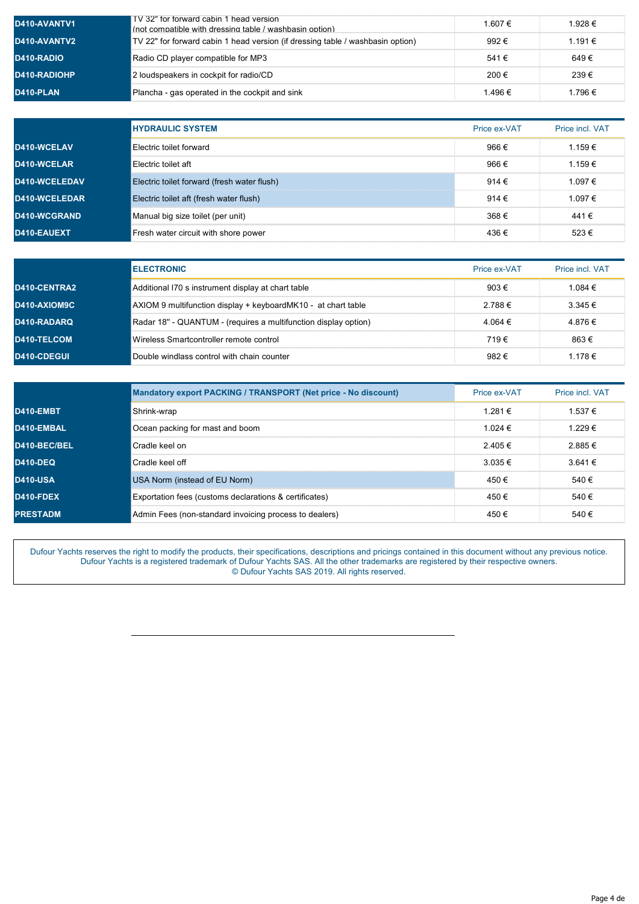| | | | |
|---|---|---|---|
| D410-AVANTV1 | TV 32" for forward cabin 1 head version (not compatible with dressing table / washbasin option) | 1.607 € | 1.928 € |
| D410-AVANTV2 | TV 22" for forward cabin 1 head version (if dressing table / washbasin option) | 992 € | 1.191 € |
| D410-RADIO | Radio CD player compatible for MP3 | 541 € | 649 € |
| D410-RADIOHP | 2 loudspeakers in cockpit for radio/CD | 200 € | 239 € |
| D410-PLAN | Plancha - gas operated in the cockpit and sink | 1.496 € | 1.796 € |

| | HYDRAULIC SYSTEM | Price ex-VAT | Price incl. VAT |
|---|---|---|---|
| D410-WCELAV | Electric toilet forward | 966 € | 1.159 € |
| D410-WCELAR | Electric toilet aft | 966 € | 1.159 € |
| D410-WCELEDAV | Electric toilet forward (fresh water flush) | 914 € | 1.097 € |
| D410-WCELEDAR | Electric toilet aft (fresh water flush) | 914 € | 1.097 € |
| D410-WCGRAND | Manual big size toilet (per unit) | 368 € | 441 € |
| D410-EAUEXT | Fresh water circuit with shore power | 436 € | 523 € |

| | ELECTRONIC | Price ex-VAT | Price incl. VAT |
|---|---|---|---|
| D410-CENTRA2 | Additional I70 s instrument display at chart table | 903 € | 1.084 € |
| D410-AXIOM9C | AXIOM 9 multifunction display + keyboardMK10 - at chart table | 2.788 € | 3.345 € |
| D410-RADARQ | Radar 18" - QUANTUM - (requires a multifunction display option) | 4.064 € | 4.876 € |
| D410-TELCOM | Wireless Smartcontroller remote control | 719 € | 863 € |
| D410-CDEGUI | Double windlass control with chain counter | 982 € | 1.178 € |

| | Mandatory export PACKING / TRANSPORT (Net price - No discount) | Price ex-VAT | Price incl. VAT |
|---|---|---|---|
| D410-EMBT | Shrink-wrap | 1.281 € | 1.537 € |
| D410-EMBAL | Ocean packing for mast and boom | 1.024 € | 1.229 € |
| D410-BEC/BEL | Cradle keel on | 2.405 € | 2.885 € |
| D410-DEQ | Cradle keel off | 3.035 € | 3.641 € |
| D410-USA | USA Norm (instead of EU Norm) | 450 € | 540 € |
| D410-FDEX | Exportation fees (customs declarations & certificates) | 450 € | 540 € |
| PRESTADM | Admin Fees (non-standard invoicing process to dealers) | 450 € | 540 € |

Dufour Yachts reserves the right to modify the products, their specifications, descriptions and pricings contained in this document without any previous notice.
Dufour Yachts is a registered trademark of Dufour Yachts SAS. All the other trademarks are registered by their respective owners.
© Dufour Yachts SAS 2019. All rights reserved.